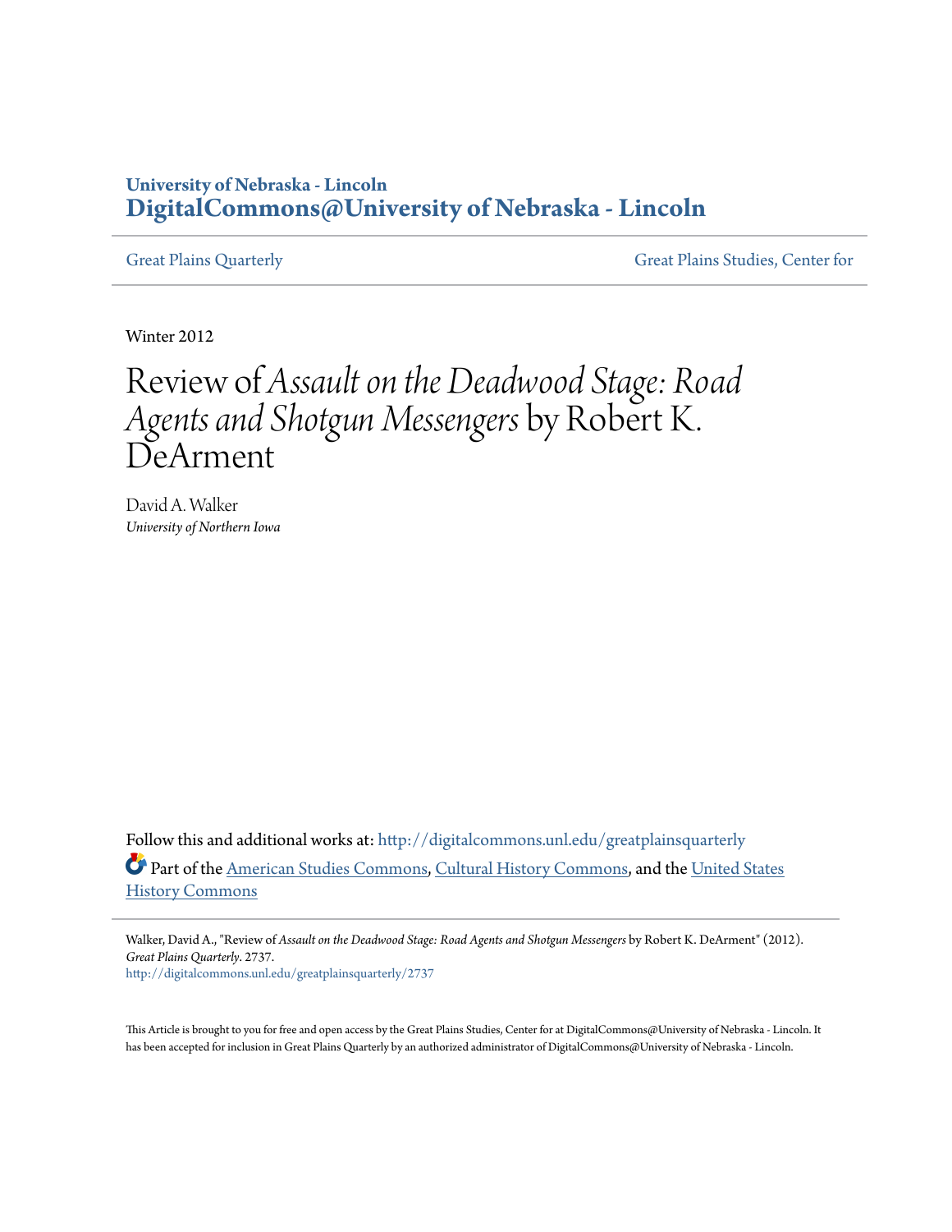University of Nebraska - Lincoln
**DigitalCommons@University of Nebraska - Lincoln**

Great Plains Quarterly | Great Plains Studies, Center for

Winter 2012

# Review of *Assault on the Deadwood Stage: Road Agents and Shotgun Messengers* by Robert K. DeArment

David A. Walker
*University of Northern Iowa*

Follow this and additional works at: http://digitalcommons.unl.edu/greatplainsquarterly

Part of the American Studies Commons, Cultural History Commons, and the United States History Commons

Walker, David A., "Review of *Assault on the Deadwood Stage: Road Agents and Shotgun Messengers* by Robert K. DeArment" (2012). *Great Plains Quarterly*. 2737.
http://digitalcommons.unl.edu/greatplainsquarterly/2737

This Article is brought to you for free and open access by the Great Plains Studies, Center for at DigitalCommons@University of Nebraska - Lincoln. It has been accepted for inclusion in Great Plains Quarterly by an authorized administrator of DigitalCommons@University of Nebraska - Lincoln.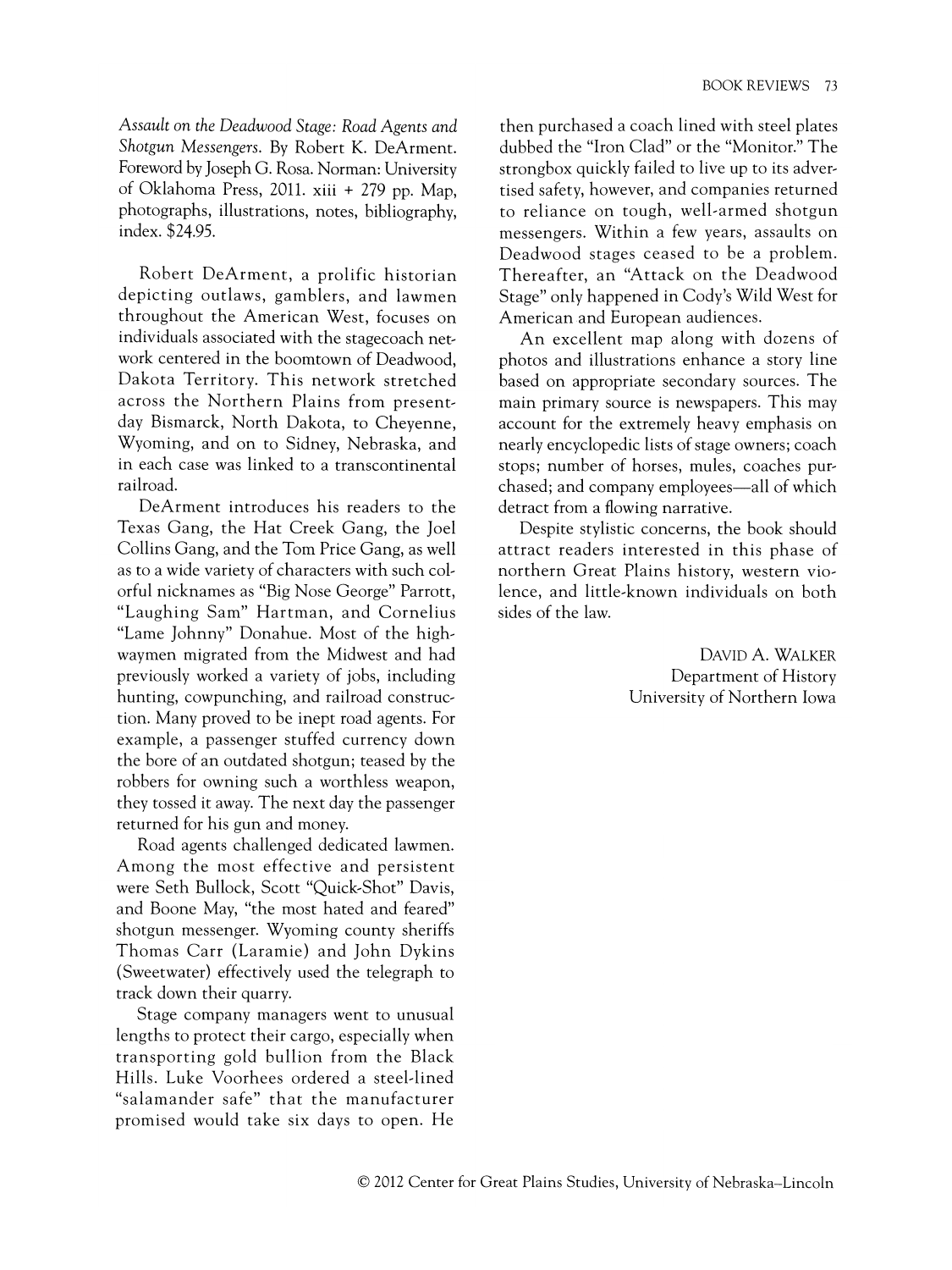*Assault on the Deadwood Stage: Road Agents and Shotgun Messengers*. By Robert K. DeArment. Foreword by Joseph G. Rosa. Norman: University of Oklahoma Press, 2011. xiii + 279 pp. Map, photographs, illustrations, notes, bibliography, index. $24.95.

Robert DeArment, a prolific historian depicting outlaws, gamblers, and lawmen throughout the American West, focuses on individuals associated with the stagecoach network centered in the boomtown of Deadwood, Dakota Territory. This network stretched across the Northern Plains from present-day Bismarck, North Dakota, to Cheyenne, Wyoming, and on to Sidney, Nebraska, and in each case was linked to a transcontinental railroad.

DeArment introduces his readers to the Texas Gang, the Hat Creek Gang, the Joel Collins Gang, and the Tom Price Gang, as well as to a wide variety of characters with such colorful nicknames as "Big Nose George" Parrott, "Laughing Sam" Hartman, and Cornelius "Lame Johnny" Donahue. Most of the highwaymen migrated from the Midwest and had previously worked a variety of jobs, including hunting, cowpunching, and railroad construction. Many proved to be inept road agents. For example, a passenger stuffed currency down the bore of an outdated shotgun; teased by the robbers for owning such a worthless weapon, they tossed it away. The next day the passenger returned for his gun and money.

Road agents challenged dedicated lawmen. Among the most effective and persistent were Seth Bullock, Scott "Quick-Shot" Davis, and Boone May, "the most hated and feared" shotgun messenger. Wyoming county sheriffs Thomas Carr (Laramie) and John Dykins (Sweetwater) effectively used the telegraph to track down their quarry.

Stage company managers went to unusual lengths to protect their cargo, especially when transporting gold bullion from the Black Hills. Luke Voorhees ordered a steel-lined "salamander safe" that the manufacturer promised would take six days to open. He then purchased a coach lined with steel plates dubbed the "Iron Clad" or the "Monitor." The strongbox quickly failed to live up to its advertised safety, however, and companies returned to reliance on tough, well-armed shotgun messengers. Within a few years, assaults on Deadwood stages ceased to be a problem. Thereafter, an "Attack on the Deadwood Stage" only happened in Cody's Wild West for American and European audiences.

An excellent map along with dozens of photos and illustrations enhance a story line based on appropriate secondary sources. The main primary source is newspapers. This may account for the extremely heavy emphasis on nearly encyclopedic lists of stage owners; coach stops; number of horses, mules, coaches purchased; and company employees—all of which detract from a flowing narrative.

Despite stylistic concerns, the book should attract readers interested in this phase of northern Great Plains history, western violence, and little-known individuals on both sides of the law.

DAVID A. WALKER
Department of History
University of Northern Iowa

© 2012 Center for Great Plains Studies, University of Nebraska–Lincoln